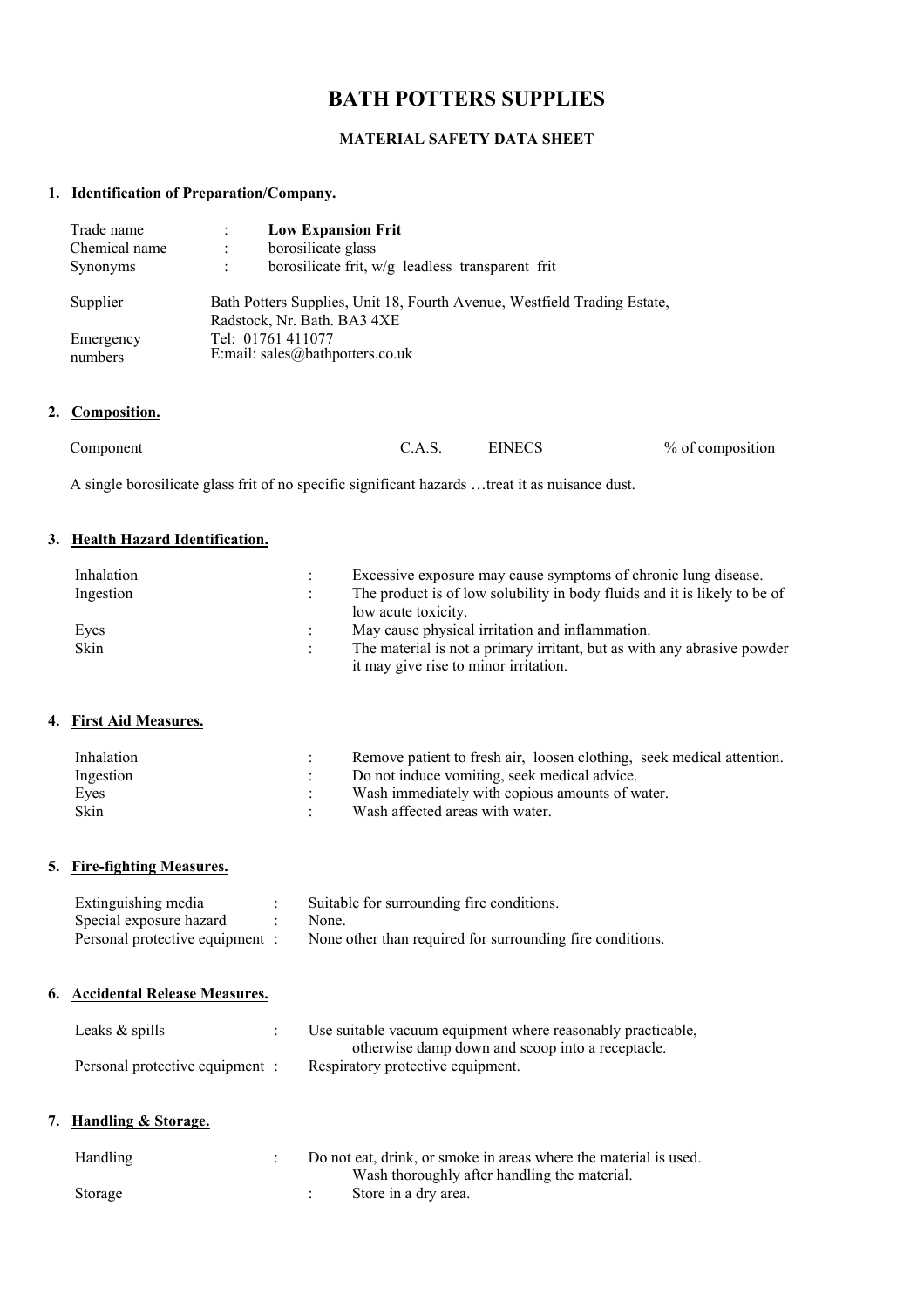# BATH POTTERS SUPPLIES

### MATERIAL SAFETY DATA SHEET

## 1. Identification of Preparation/Company.

| | | |
|---|---|---|
| Trade name | : | **Low Expansion Frit** |
| Chemical name | : | borosilicate glass |
| Synonyms | : | borosilicate frit, w/g leadless transparent frit |

Supplier: Bath Potters Supplies, Unit 18, Fourth Avenue, Westfield Trading Estate, Radstock, Nr. Bath. BA3 4XE

Emergency numbers: Tel: 01761 411077
E:mail: sales@bathpotters.co.uk

## 2. Composition.

| Component | C.A.S. | EINECS | % of composition |
|---|---|---|---|

A single borosilicate glass frit of no specific significant hazards …treat it as nuisance dust.

## 3. Health Hazard Identification.

| | | |
|---|---|---|
| Inhalation | : | Excessive exposure may cause symptoms of chronic lung disease. |
| Ingestion | : | The product is of low solubility in body fluids and it is likely to be of low acute toxicity. |
| Eyes | : | May cause physical irritation and inflammation. |
| Skin | : | The material is not a primary irritant, but as with any abrasive powder it may give rise to minor irritation. |

## 4. First Aid Measures.

| | | |
|---|---|---|
| Inhalation | : | Remove patient to fresh air, loosen clothing, seek medical attention. |
| Ingestion | : | Do not induce vomiting, seek medical advice. |
| Eyes | : | Wash immediately with copious amounts of water. |
| Skin | : | Wash affected areas with water. |

## 5. Fire-fighting Measures.

| | | |
|---|---|---|
| Extinguishing media | : | Suitable for surrounding fire conditions. |
| Special exposure hazard | : | None. |
| Personal protective equipment | : | None other than required for surrounding fire conditions. |

## 6. Accidental Release Measures.

| | | |
|---|---|---|
| Leaks & spills | : | Use suitable vacuum equipment where reasonably practicable, otherwise damp down and scoop into a receptacle. |
| Personal protective equipment | : | Respiratory protective equipment. |

## 7. Handling & Storage.

| | | |
|---|---|---|
| Handling | : | Do not eat, drink, or smoke in areas where the material is used. Wash thoroughly after handling the material. |
| Storage | : | Store in a dry area. |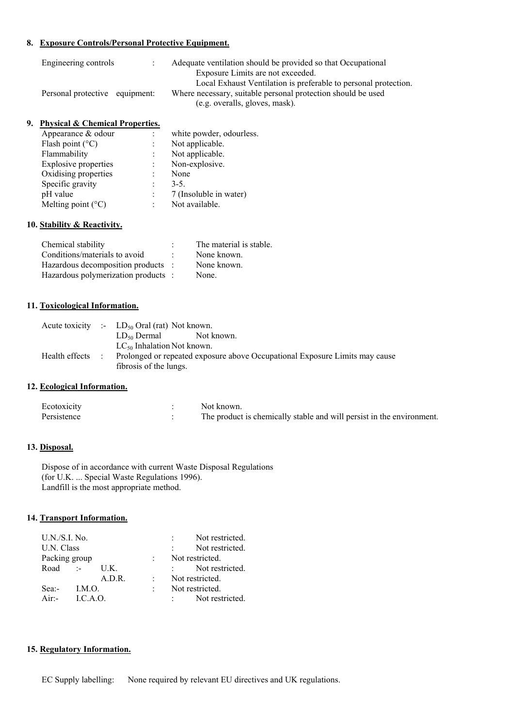## 8. Exposure Controls/Personal Protective Equipment.

| | | |
|---|---|---|
| Engineering controls | : | Adequate ventilation should be provided so that Occupational Exposure Limits are not exceeded. Local Exhaust Ventilation is preferable to personal protection. |
| Personal protective equipment: | | Where necessary, suitable personal protection should be used (e.g. overalls, gloves, mask). |

## 9. Physical & Chemical Properties.

| | | |
|---|---|---|
| Appearance & odour | : | white powder, odourless. |
| Flash point (°C) | : | Not applicable. |
| Flammability | : | Not applicable. |
| Explosive properties | : | Non-explosive. |
| Oxidising properties | : | None |
| Specific gravity | : | 3-5. |
| pH value | : | 7 (Insoluble in water) |
| Melting point (°C) | : | Not available. |

## 10. Stability & Reactivity.

| | | |
|---|---|---|
| Chemical stability | : | The material is stable. |
| Conditions/materials to avoid | : | None known. |
| Hazardous decomposition products | : | None known. |
| Hazardous polymerization products | : | None. |

## 11. Toxicological Information.

| | | | |
|---|---|---|---|
| Acute toxicity | :- | $LD_{50}$ Oral (rat) | Not known. |
| | | $LD_{50}$ Dermal | Not known. |
| | | $LC_{50}$ Inhalation | Not known. |
| Health effects | : | Prolonged or repeated exposure above Occupational Exposure Limits may cause fibrosis of the lungs. | |

## 12. Ecological Information.

| | | |
|---|---|---|
| Ecotoxicity | : | Not known. |
| Persistence | : | The product is chemically stable and will persist in the environment. |

## 13. Disposal.

Dispose of in accordance with current Waste Disposal Regulations (for U.K. ... Special Waste Regulations 1996).
Landfill is the most appropriate method.

## 14. Transport Information.

| | | | |
|---|---|---|---|
| U.N./S.I. No. | | : | Not restricted. |
| U.N. Class | | : | Not restricted. |
| Packing group | | : | Not restricted. |
| Road :- | U.K. | : | Not restricted. |
| | A.D.R. | : | Not restricted. |
| Sea:- | I.M.O. | : | Not restricted. |
| Air:- | I.C.A.O. | : | Not restricted. |

## 15. Regulatory Information.

EC Supply labelling: None required by relevant EU directives and UK regulations.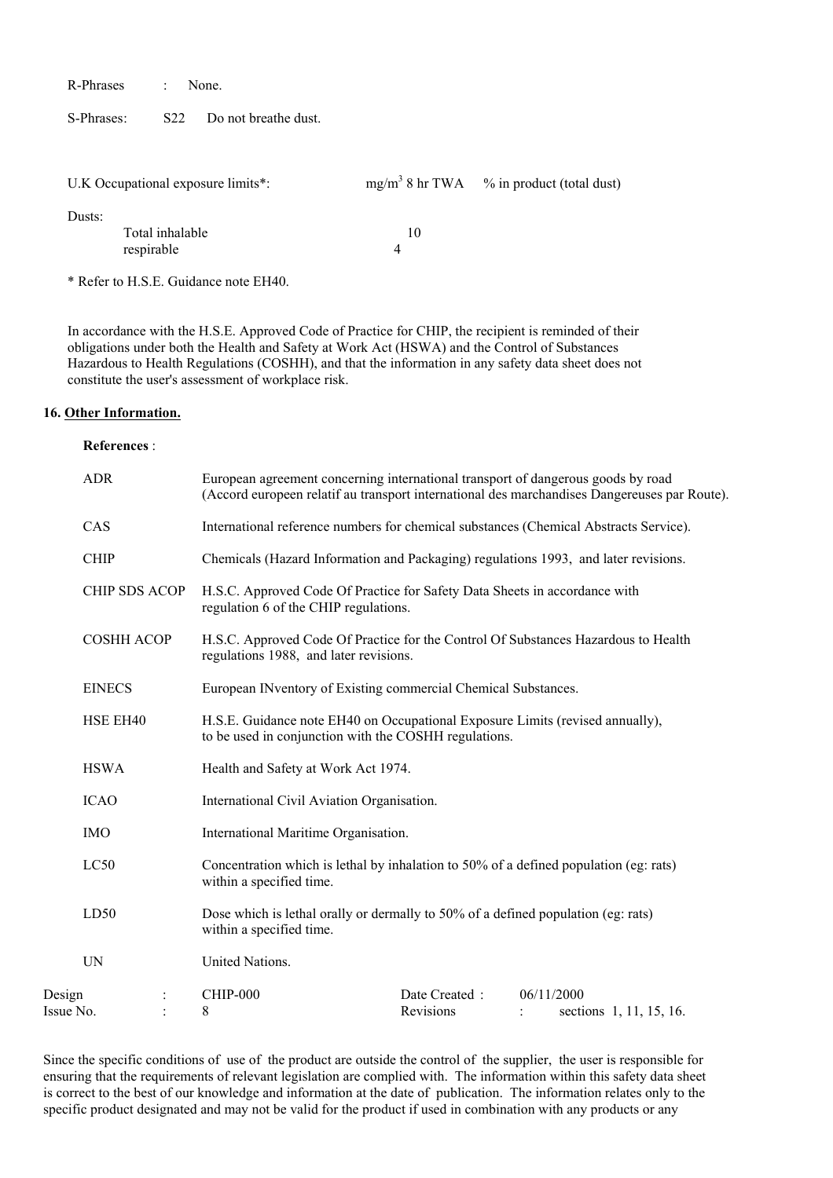R-Phrases : None.

S-Phrases: S22 Do not breathe dust.

| U.K Occupational exposure limits*: | $mg/m^3$ 8 hr TWA | % in product (total dust) |
|---|---|---|
| Dusts: | | |
| Total inhalable | 10 | |
| respirable | 4 | |

* Refer to H.S.E. Guidance note EH40.

In accordance with the H.S.E. Approved Code of Practice for CHIP, the recipient is reminded of their obligations under both the Health and Safety at Work Act (HSWA) and the Control of Substances Hazardous to Health Regulations (COSHH), and that the information in any safety data sheet does not constitute the user's assessment of workplace risk.

## 16. Other Information.

**References** :

| | |
|---|---|
| ADR | European agreement concerning international transport of dangerous goods by road (Accord europeen relatif au transport international des marchandises Dangereuses par Route). |
| CAS | International reference numbers for chemical substances (Chemical Abstracts Service). |
| CHIP | Chemicals (Hazard Information and Packaging) regulations 1993, and later revisions. |
| CHIP SDS ACOP | H.S.C. Approved Code Of Practice for Safety Data Sheets in accordance with regulation 6 of the CHIP regulations. |
| COSHH ACOP | H.S.C. Approved Code Of Practice for the Control Of Substances Hazardous to Health regulations 1988, and later revisions. |
| EINECS | European INventory of Existing commercial Chemical Substances. |
| HSE EH40 | H.S.E. Guidance note EH40 on Occupational Exposure Limits (revised annually), to be used in conjunction with the COSHH regulations. |
| HSWA | Health and Safety at Work Act 1974. |
| ICAO | International Civil Aviation Organisation. |
| IMO | International Maritime Organisation. |
| LC50 | Concentration which is lethal by inhalation to 50% of a defined population (eg: rats) within a specified time. |
| LD50 | Dose which is lethal orally or dermally to 50% of a defined population (eg: rats) within a specified time. |
| UN | United Nations. |

| | | | | |
|---|---|---|---|---|
| Design | : | CHIP-000 | Date Created : | 06/11/2000 |
| Issue No. | : | 8 | Revisions : | sections 1, 11, 15, 16. |

Since the specific conditions of use of the product are outside the control of the supplier, the user is responsible for ensuring that the requirements of relevant legislation are complied with. The information within this safety data sheet is correct to the best of our knowledge and information at the date of publication. The information relates only to the specific product designated and may not be valid for the product if used in combination with any products or any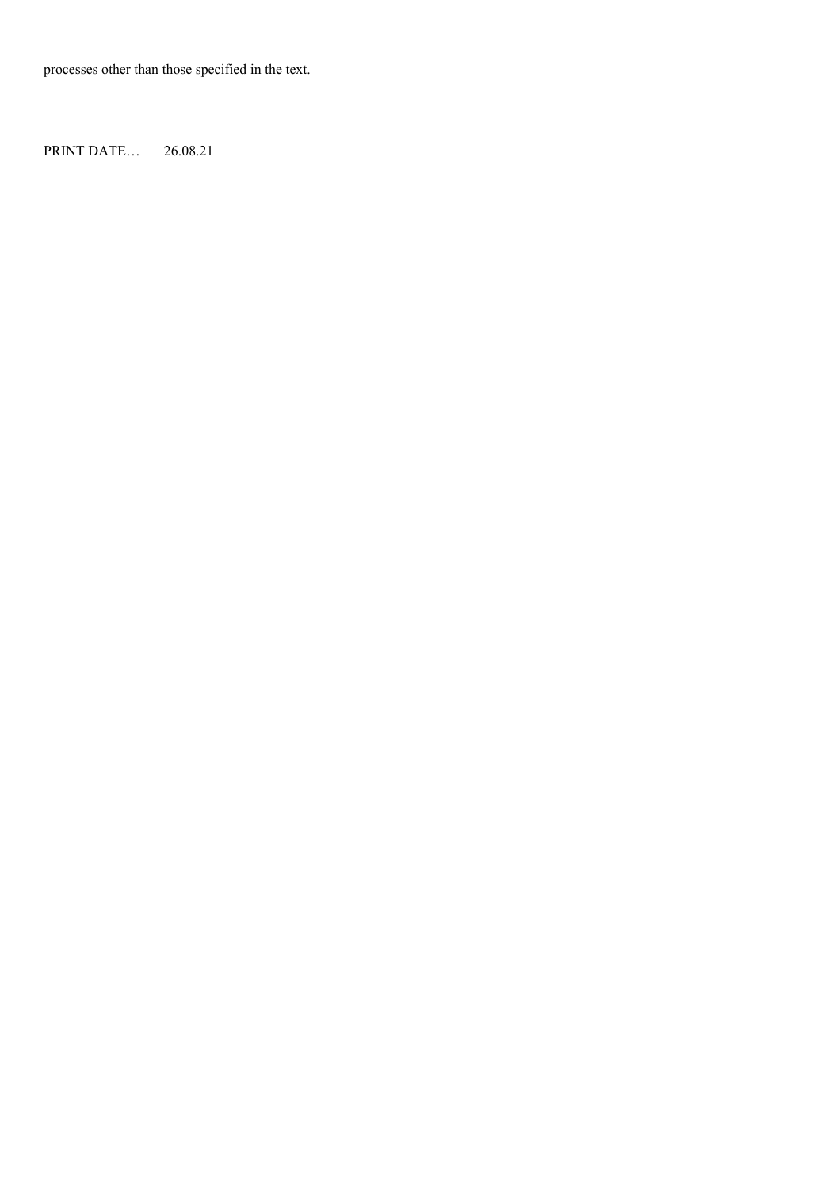processes other than those specified in the text.

PRINT DATE… 26.08.21